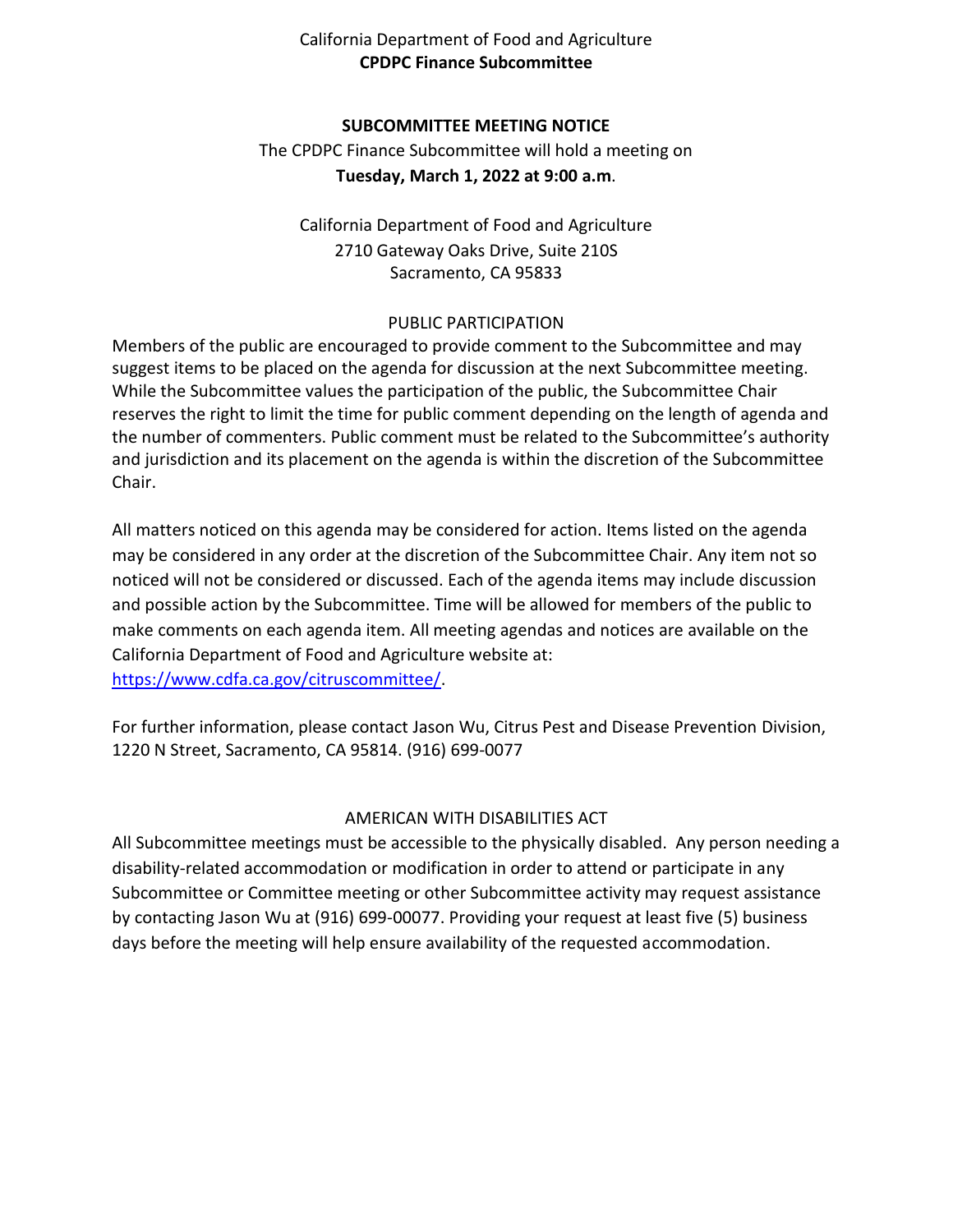California Department of Food and Agriculture
**CPDPC Finance Subcommittee**

**SUBCOMMITTEE MEETING NOTICE**

The CPDPC Finance Subcommittee will hold a meeting on
**Tuesday, March 1, 2022 at 9:00 a.m**.

California Department of Food and Agriculture
2710 Gateway Oaks Drive, Suite 210S
Sacramento, CA 95833

PUBLIC PARTICIPATION

Members of the public are encouraged to provide comment to the Subcommittee and may suggest items to be placed on the agenda for discussion at the next Subcommittee meeting. While the Subcommittee values the participation of the public, the Subcommittee Chair reserves the right to limit the time for public comment depending on the length of agenda and the number of commenters. Public comment must be related to the Subcommittee's authority and jurisdiction and its placement on the agenda is within the discretion of the Subcommittee Chair.

All matters noticed on this agenda may be considered for action. Items listed on the agenda may be considered in any order at the discretion of the Subcommittee Chair. Any item not so noticed will not be considered or discussed. Each of the agenda items may include discussion and possible action by the Subcommittee. Time will be allowed for members of the public to make comments on each agenda item. All meeting agendas and notices are available on the California Department of Food and Agriculture website at: https://www.cdfa.ca.gov/citruscommittee/.

For further information, please contact Jason Wu, Citrus Pest and Disease Prevention Division, 1220 N Street, Sacramento, CA 95814. (916) 699-0077

AMERICAN WITH DISABILITIES ACT

All Subcommittee meetings must be accessible to the physically disabled. Any person needing a disability-related accommodation or modification in order to attend or participate in any Subcommittee or Committee meeting or other Subcommittee activity may request assistance by contacting Jason Wu at (916) 699-00077. Providing your request at least five (5) business days before the meeting will help ensure availability of the requested accommodation.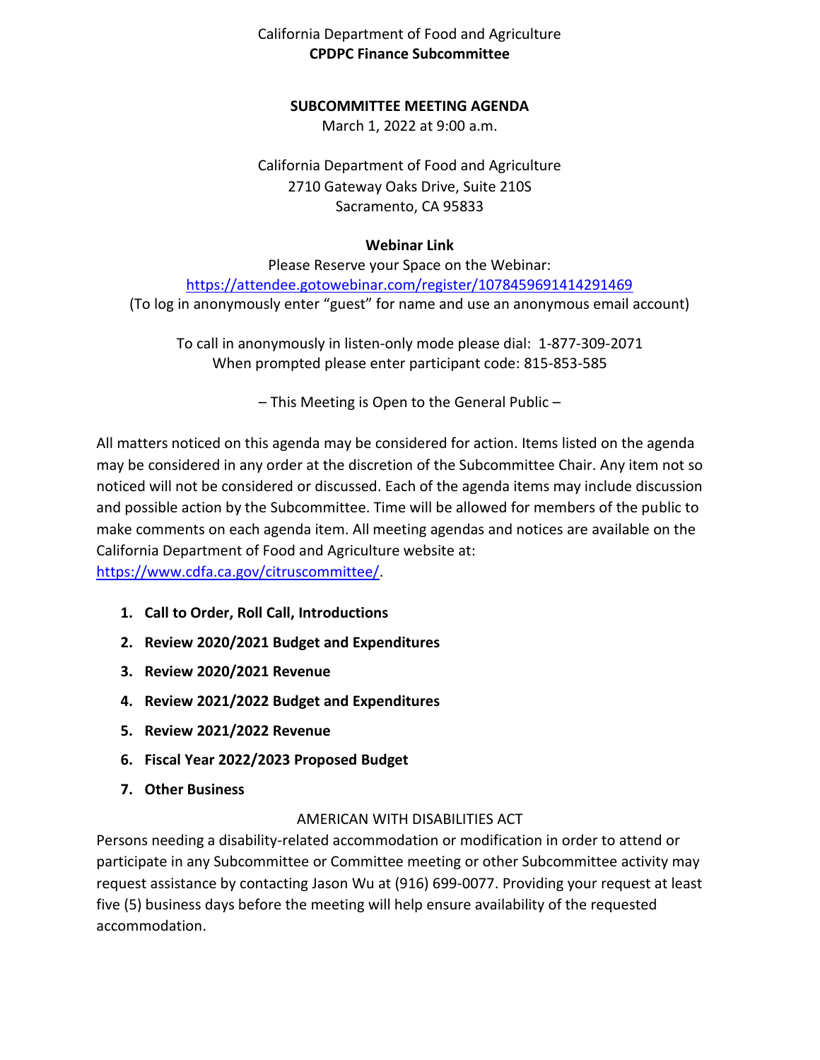California Department of Food and Agriculture

**CPDPC Finance Subcommittee**

**SUBCOMMITTEE MEETING AGENDA**

March 1, 2022 at 9:00 a.m.

California Department of Food and Agriculture
2710 Gateway Oaks Drive, Suite 210S
Sacramento, CA 95833

**Webinar Link**

Please Reserve your Space on the Webinar:
https://attendee.gotowebinar.com/register/1078459691414291469
(To log in anonymously enter "guest" for name and use an anonymous email account)

To call in anonymously in listen-only mode please dial: 1-877-309-2071
When prompted please enter participant code: 815-853-585

– This Meeting is Open to the General Public –

All matters noticed on this agenda may be considered for action. Items listed on the agenda may be considered in any order at the discretion of the Subcommittee Chair. Any item not so noticed will not be considered or discussed. Each of the agenda items may include discussion and possible action by the Subcommittee. Time will be allowed for members of the public to make comments on each agenda item. All meeting agendas and notices are available on the California Department of Food and Agriculture website at: https://www.cdfa.ca.gov/citruscommittee/.

1. **Call to Order, Roll Call, Introductions**
2. **Review 2020/2021 Budget and Expenditures**
3. **Review 2020/2021 Revenue**
4. **Review 2021/2022 Budget and Expenditures**
5. **Review 2021/2022 Revenue**
6. **Fiscal Year 2022/2023 Proposed Budget**
7. **Other Business**

AMERICAN WITH DISABILITIES ACT

Persons needing a disability-related accommodation or modification in order to attend or participate in any Subcommittee or Committee meeting or other Subcommittee activity may request assistance by contacting Jason Wu at (916) 699-0077. Providing your request at least five (5) business days before the meeting will help ensure availability of the requested accommodation.